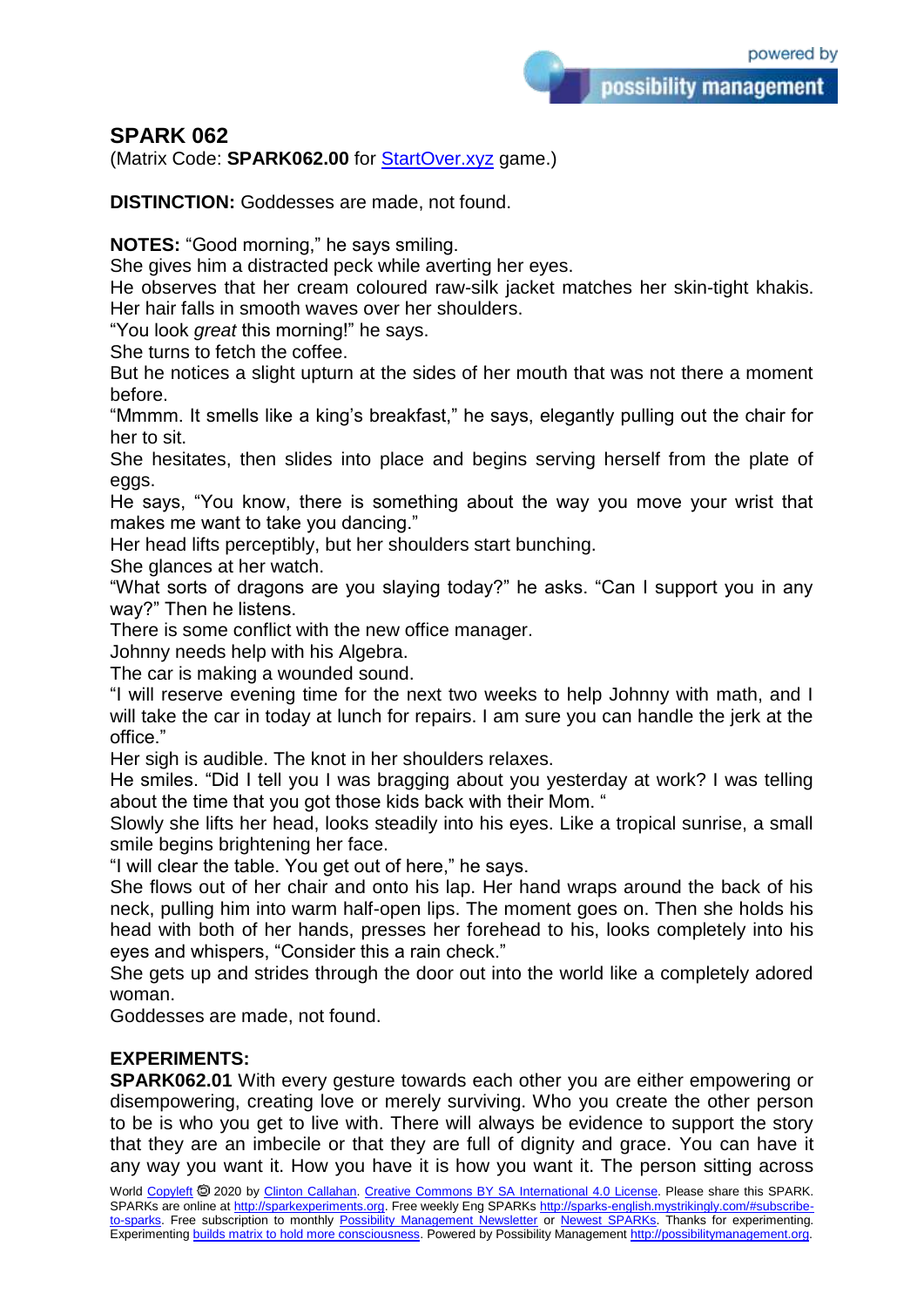# SPARK 062

(Matrix Code: **SPARK062.00** for StartOver.xyz game.)

**DISTINCTION:** Goddesses are made, not found.

**NOTES:** "Good morning," he says smiling.
She gives him a distracted peck while averting her eyes.
He observes that her cream coloured raw-silk jacket matches her skin-tight khakis. Her hair falls in smooth waves over her shoulders.
"You look *great* this morning!" he says.
She turns to fetch the coffee.
But he notices a slight upturn at the sides of her mouth that was not there a moment before.
"Mmmm. It smells like a king's breakfast," he says, elegantly pulling out the chair for her to sit.
She hesitates, then slides into place and begins serving herself from the plate of eggs.
He says, "You know, there is something about the way you move your wrist that makes me want to take you dancing."
Her head lifts perceptibly, but her shoulders start bunching.
She glances at her watch.
"What sorts of dragons are you slaying today?" he asks. "Can I support you in any way?" Then he listens.
There is some conflict with the new office manager.
Johnny needs help with his Algebra.
The car is making a wounded sound.
"I will reserve evening time for the next two weeks to help Johnny with math, and I will take the car in today at lunch for repairs. I am sure you can handle the jerk at the office."
Her sigh is audible. The knot in her shoulders relaxes.
He smiles. "Did I tell you I was bragging about you yesterday at work? I was telling about the time that you got those kids back with their Mom. "
Slowly she lifts her head, looks steadily into his eyes. Like a tropical sunrise, a small smile begins brightening her face.
"I will clear the table. You get out of here," he says.
She flows out of her chair and onto his lap. Her hand wraps around the back of his neck, pulling him into warm half-open lips. The moment goes on. Then she holds his head with both of her hands, presses her forehead to his, looks completely into his eyes and whispers, "Consider this a rain check."
She gets up and strides through the door out into the world like a completely adored woman.
Goddesses are made, not found.

**EXPERIMENTS:**

**SPARK062.01** With every gesture towards each other you are either empowering or disempowering, creating love or merely surviving. Who you create the other person to be is who you get to live with. There will always be evidence to support the story that they are an imbecile or that they are full of dignity and grace. You can have it any way you want it. How you have it is how you want it. The person sitting across

World Copyleft 🄯 2020 by Clinton Callahan. Creative Commons BY SA International 4.0 License. Please share this SPARK. SPARKs are online at http://sparkexperiments.org. Free weekly Eng SPARKs http://sparks-english.mystrikingly.com/#subscribe-to-sparks. Free subscription to monthly Possibility Management Newsletter or Newest SPARKs. Thanks for experimenting. Experimenting builds matrix to hold more consciousness. Powered by Possibility Management http://possibilitymanagement.org.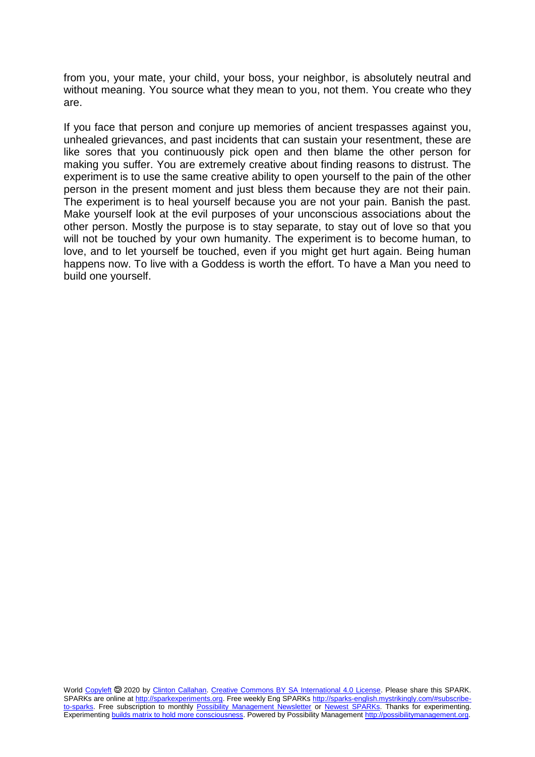from you, your mate, your child, your boss, your neighbor, is absolutely neutral and without meaning. You source what they mean to you, not them. You create who they are.

If you face that person and conjure up memories of ancient trespasses against you, unhealed grievances, and past incidents that can sustain your resentment, these are like sores that you continuously pick open and then blame the other person for making you suffer. You are extremely creative about finding reasons to distrust. The experiment is to use the same creative ability to open yourself to the pain of the other person in the present moment and just bless them because they are not their pain. The experiment is to heal yourself because you are not your pain. Banish the past. Make yourself look at the evil purposes of your unconscious associations about the other person. Mostly the purpose is to stay separate, to stay out of love so that you will not be touched by your own humanity. The experiment is to become human, to love, and to let yourself be touched, even if you might get hurt again. Being human happens now. To live with a Goddess is worth the effort. To have a Man you need to build one yourself.

World Copyleft 🄯 2020 by Clinton Callahan. Creative Commons BY SA International 4.0 License. Please share this SPARK. SPARKs are online at http://sparkexperiments.org. Free weekly Eng SPARKs http://sparks-english.mystrikingly.com/#subscribe-to-sparks. Free subscription to monthly Possibility Management Newsletter or Newest SPARKs. Thanks for experimenting. Experimenting builds matrix to hold more consciousness. Powered by Possibility Management http://possibilitymanagement.org.